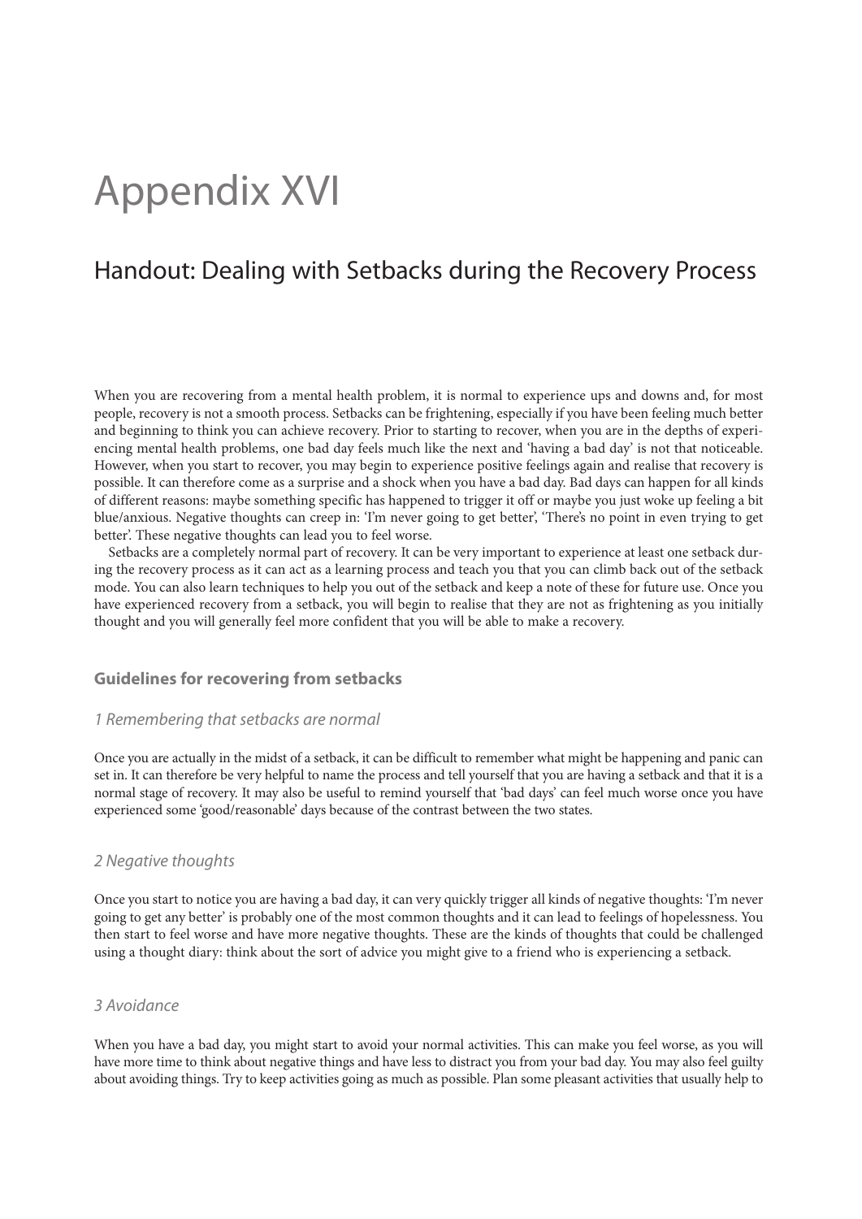# Appendix XVI

## Handout: Dealing with Setbacks during the Recovery Process

When you are recovering from a mental health problem, it is normal to experience ups and downs and, for most people, recovery is not a smooth process. Setbacks can be frightening, especially if you have been feeling much better and beginning to think you can achieve recovery. Prior to starting to recover, when you are in the depths of experiencing mental health problems, one bad day feels much like the next and 'having a bad day' is not that noticeable. However, when you start to recover, you may begin to experience positive feelings again and realise that recovery is possible. It can therefore come as a surprise and a shock when you have a bad day. Bad days can happen for all kinds of different reasons: maybe something specific has happened to trigger it off or maybe you just woke up feeling a bit blue/anxious. Negative thoughts can creep in: 'I'm never going to get better', 'There's no point in even trying to get better'. These negative thoughts can lead you to feel worse.

Setbacks are a completely normal part of recovery. It can be very important to experience at least one setback during the recovery process as it can act as a learning process and teach you that you can climb back out of the setback mode. You can also learn techniques to help you out of the setback and keep a note of these for future use. Once you have experienced recovery from a setback, you will begin to realise that they are not as frightening as you initially thought and you will generally feel more confident that you will be able to make a recovery.

### Guidelines for recovering from setbacks

#### *1 Remembering that setbacks are normal*

Once you are actually in the midst of a setback, it can be difficult to remember what might be happening and panic can set in. It can therefore be very helpful to name the process and tell yourself that you are having a setback and that it is a normal stage of recovery. It may also be useful to remind yourself that 'bad days' can feel much worse once you have experienced some 'good/reasonable' days because of the contrast between the two states.

#### *2 Negative thoughts*

Once you start to notice you are having a bad day, it can very quickly trigger all kinds of negative thoughts: 'I'm never going to get any better' is probably one of the most common thoughts and it can lead to feelings of hopelessness. You then start to feel worse and have more negative thoughts. These are the kinds of thoughts that could be challenged using a thought diary: think about the sort of advice you might give to a friend who is experiencing a setback.

#### *3 Avoidance*

When you have a bad day, you might start to avoid your normal activities. This can make you feel worse, as you will have more time to think about negative things and have less to distract you from your bad day. You may also feel guilty about avoiding things. Try to keep activities going as much as possible. Plan some pleasant activities that usually help to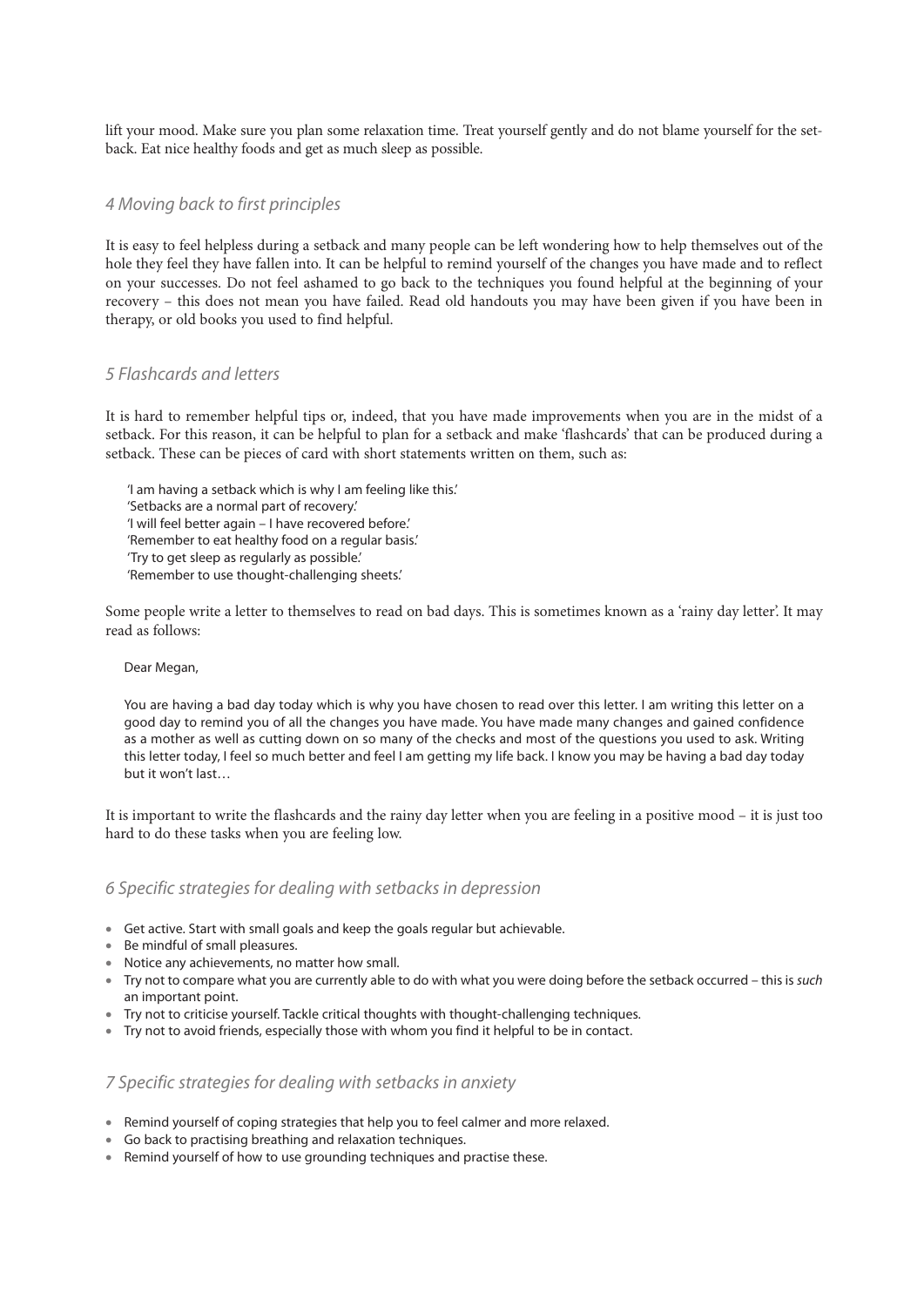lift your mood. Make sure you plan some relaxation time. Treat yourself gently and do not blame yourself for the setback. Eat nice healthy foods and get as much sleep as possible.

### *4 Moving back to first principles*

It is easy to feel helpless during a setback and many people can be left wondering how to help themselves out of the hole they feel they have fallen into. It can be helpful to remind yourself of the changes you have made and to reflect on your successes. Do not feel ashamed to go back to the techniques you found helpful at the beginning of your recovery – this does not mean you have failed. Read old handouts you may have been given if you have been in therapy, or old books you used to find helpful.

### *5 Flashcards and letters*

It is hard to remember helpful tips or, indeed, that you have made improvements when you are in the midst of a setback. For this reason, it can be helpful to plan for a setback and make 'flashcards' that can be produced during a setback. These can be pieces of card with short statements written on them, such as:

> 'I am having a setback which is why I am feeling like this.'
> 'Setbacks are a normal part of recovery.'
> 'I will feel better again – I have recovered before.'
> 'Remember to eat healthy food on a regular basis.'
> 'Try to get sleep as regularly as possible.'
> 'Remember to use thought-challenging sheets.'

Some people write a letter to themselves to read on bad days. This is sometimes known as a 'rainy day letter'. It may read as follows:

> Dear Megan,
>
> You are having a bad day today which is why you have chosen to read over this letter. I am writing this letter on a good day to remind you of all the changes you have made. You have made many changes and gained confidence as a mother as well as cutting down on so many of the checks and most of the questions you used to ask. Writing this letter today, I feel so much better and feel I am getting my life back. I know you may be having a bad day today but it won't last…

It is important to write the flashcards and the rainy day letter when you are feeling in a positive mood – it is just too hard to do these tasks when you are feeling low.

### *6 Specific strategies for dealing with setbacks in depression*

- Get active. Start with small goals and keep the goals regular but achievable.
- Be mindful of small pleasures.
- Notice any achievements, no matter how small.
- Try not to compare what you are currently able to do with what you were doing before the setback occurred – this is *such* an important point.
- Try not to criticise yourself. Tackle critical thoughts with thought-challenging techniques.
- Try not to avoid friends, especially those with whom you find it helpful to be in contact.

### *7 Specific strategies for dealing with setbacks in anxiety*

- Remind yourself of coping strategies that help you to feel calmer and more relaxed.
- Go back to practising breathing and relaxation techniques.
- Remind yourself of how to use grounding techniques and practise these.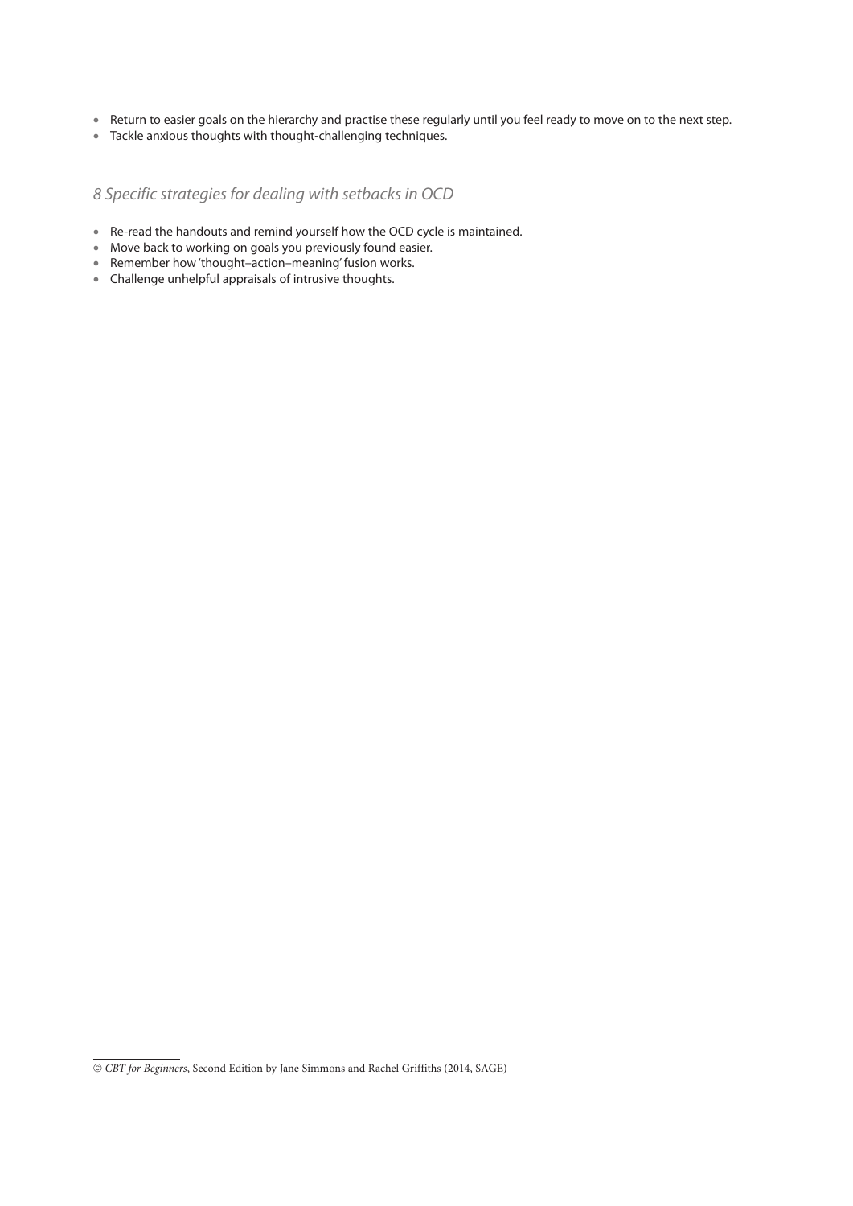- Return to easier goals on the hierarchy and practise these regularly until you feel ready to move on to the next step.
- Tackle anxious thoughts with thought-challenging techniques.

## *8 Specific strategies for dealing with setbacks in OCD*

- Re-read the handouts and remind yourself how the OCD cycle is maintained.
- Move back to working on goals you previously found easier.
- Remember how 'thought–action–meaning' fusion works.
- Challenge unhelpful appraisals of intrusive thoughts.

© *CBT for Beginners*, Second Edition by Jane Simmons and Rachel Griffiths (2014, SAGE)